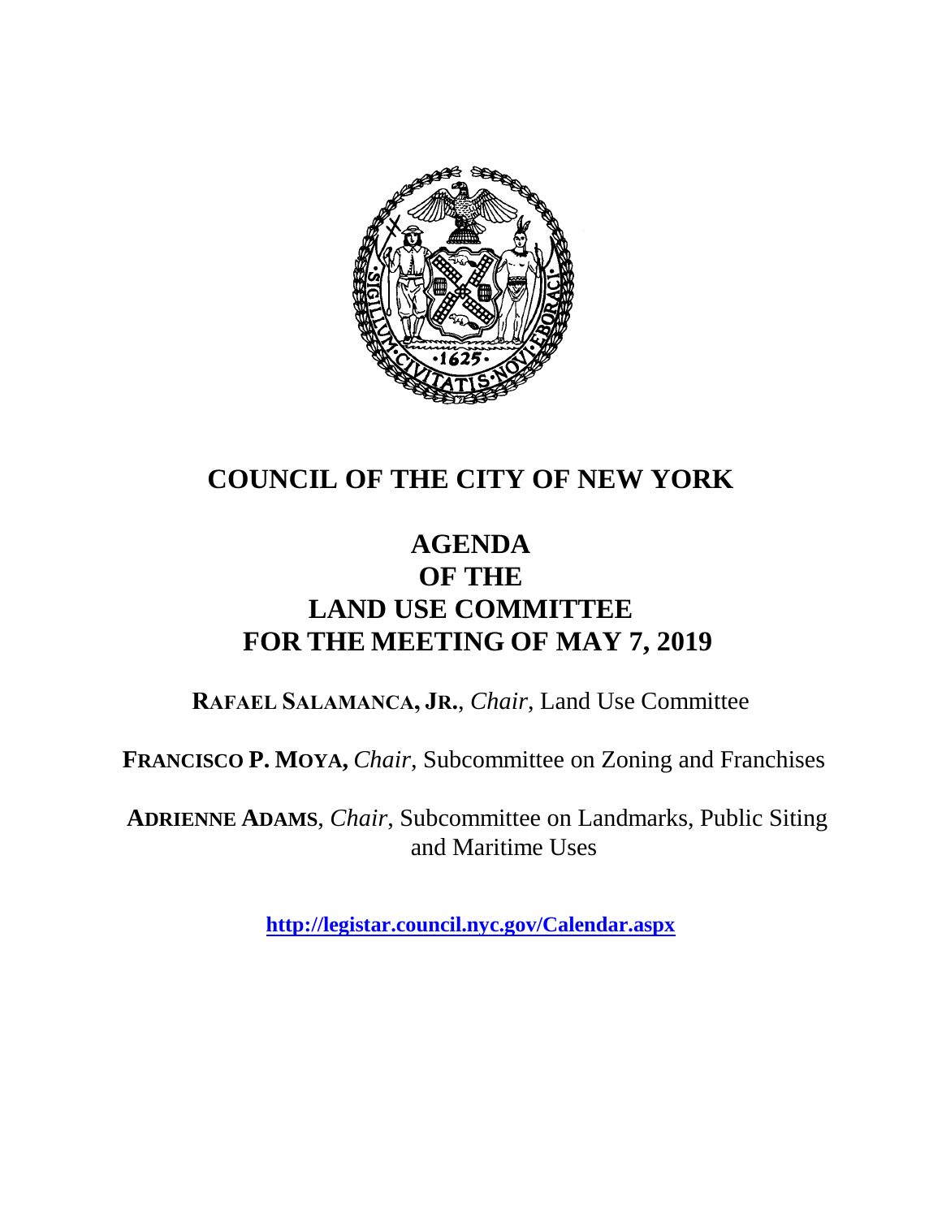# COUNCIL OF THE CITY OF NEW YORK

## AGENDA
## OF THE
## LAND USE COMMITTEE
## FOR THE MEETING OF MAY 7, 2019

**RAFAEL SALAMANCA, JR.**, *Chair*, Land Use Committee

**FRANCISCO P. MOYA,** *Chair,* Subcommittee on Zoning and Franchises

**ADRIENNE ADAMS**, *Chair*, Subcommittee on Landmarks, Public Siting and Maritime Uses

**http://legistar.council.nyc.gov/Calendar.aspx**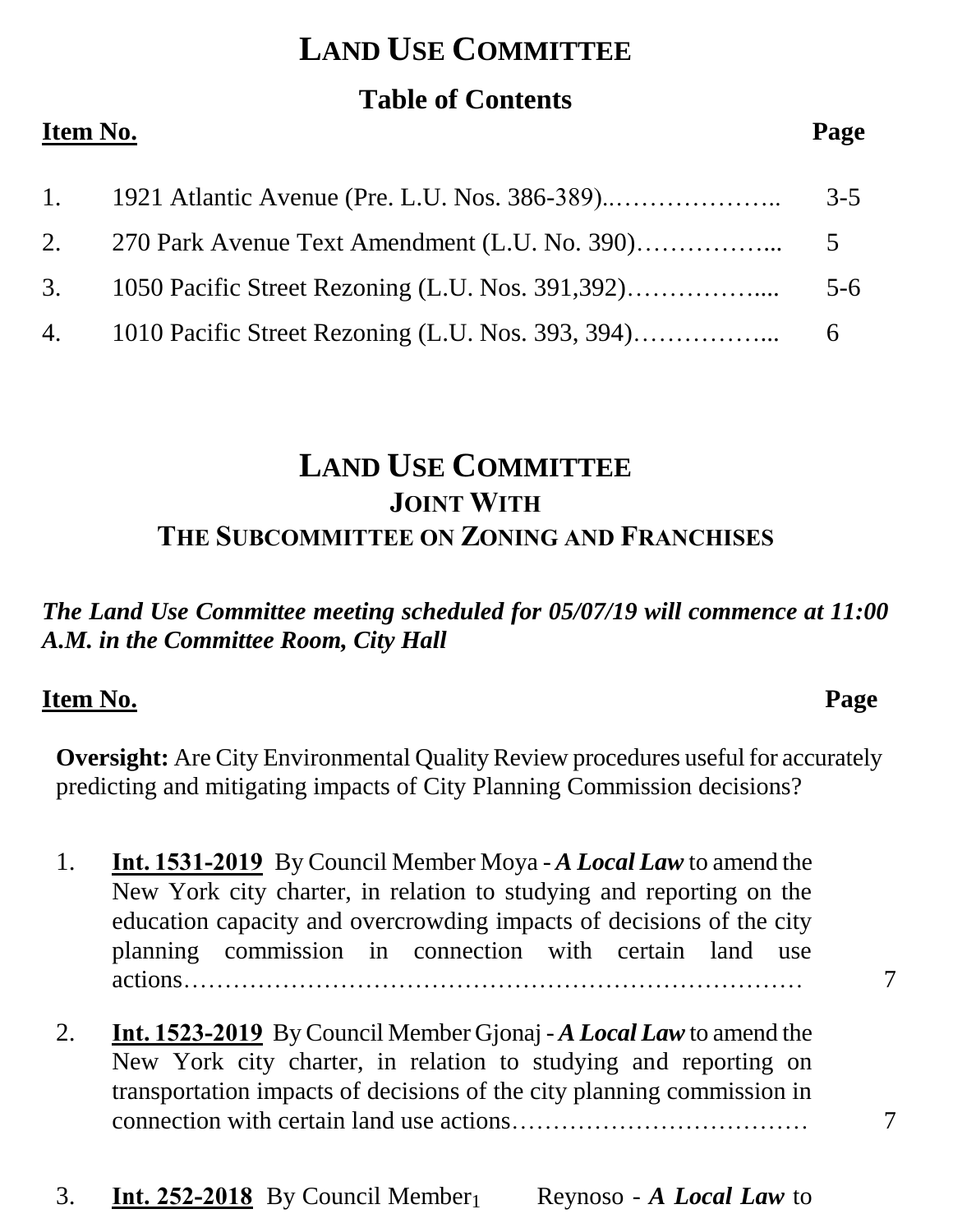# LAND USE COMMITTEE

## Table of Contents

| Item No. | | Page |
|---|---|---|
| 1. | 1921 Atlantic Avenue (Pre. L.U. Nos. 386-389) | 3-5 |
| 2. | 270 Park Avenue Text Amendment (L.U. No. 390) | 5 |
| 3. | 1050 Pacific Street Rezoning (L.U. Nos. 391,392) | 5-6 |
| 4. | 1010 Pacific Street Rezoning (L.U. Nos. 393, 394) | 6 |

# LAND USE COMMITTEE
## JOINT WITH
## THE SUBCOMMITTEE ON ZONING AND FRANCHISES

***The Land Use Committee meeting scheduled for 05/07/19 will commence at 11:00 A.M. in the Committee Room, City Hall***

**Item No.** — **Page**

**Oversight:** Are City Environmental Quality Review procedures useful for accurately predicting and mitigating impacts of City Planning Commission decisions?

1. **Int. 1531-2019** By Council Member Moya - ***A Local Law*** to amend the New York city charter, in relation to studying and reporting on the education capacity and overcrowding impacts of decisions of the city planning commission in connection with certain land use actions ... 7

2. **Int. 1523-2019** By Council Member Gjonaj - ***A Local Law*** to amend the New York city charter, in relation to studying and reporting on transportation impacts of decisions of the city planning commission in connection with certain land use actions ... 7

3. **Int. 252-2018** By Council Member Reynoso - ***A Local Law*** to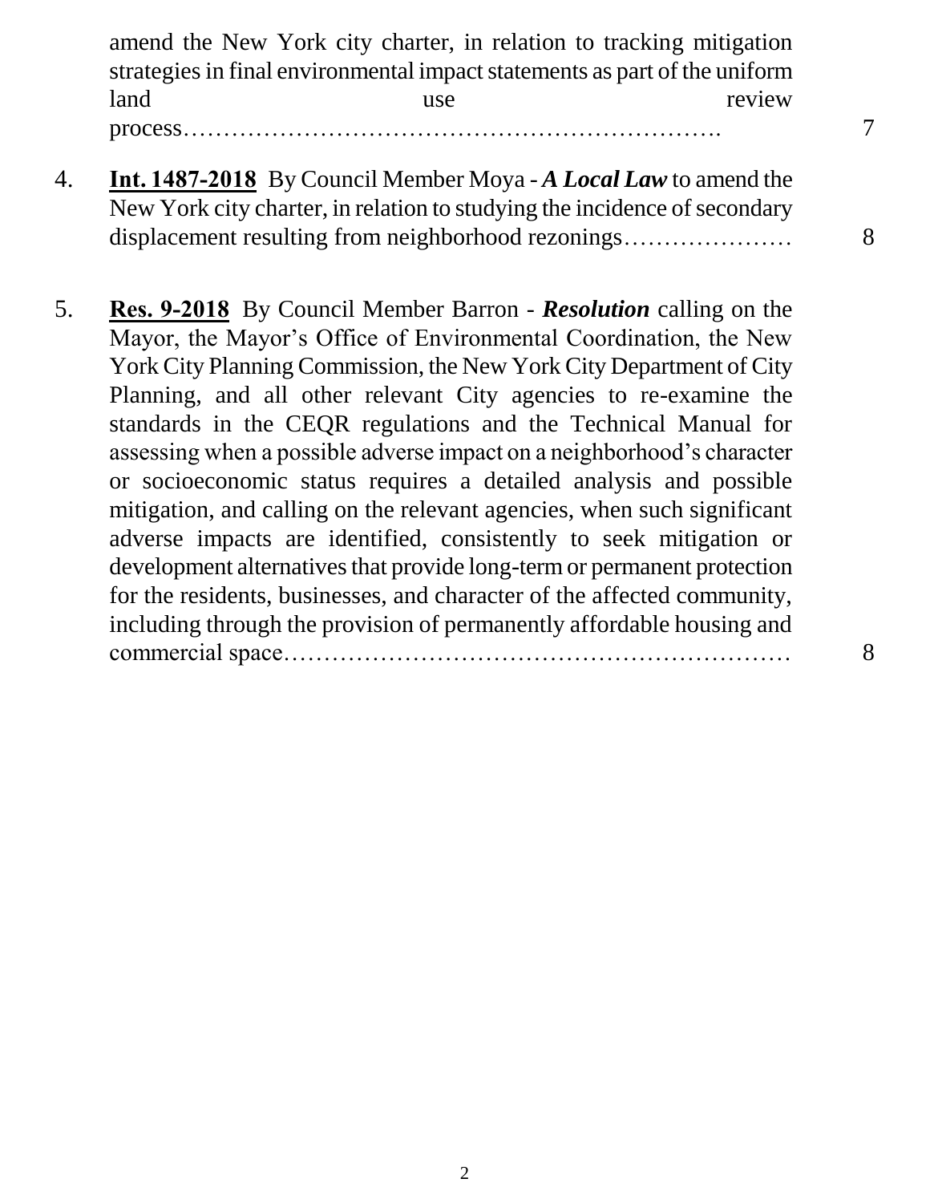amend the New York city charter, in relation to tracking mitigation strategies in final environmental impact statements as part of the uniform land use review process………………………………………………………. 7

4. **Int. 1487-2018** By Council Member Moya - ***A Local Law*** to amend the New York city charter, in relation to studying the incidence of secondary displacement resulting from neighborhood rezonings………………… 8

5. **Res. 9-2018** By Council Member Barron - ***Resolution*** calling on the Mayor, the Mayor's Office of Environmental Coordination, the New York City Planning Commission, the New York City Department of City Planning, and all other relevant City agencies to re-examine the standards in the CEQR regulations and the Technical Manual for assessing when a possible adverse impact on a neighborhood's character or socioeconomic status requires a detailed analysis and possible mitigation, and calling on the relevant agencies, when such significant adverse impacts are identified, consistently to seek mitigation or development alternatives that provide long-term or permanent protection for the residents, businesses, and character of the affected community, including through the provision of permanently affordable housing and commercial space……………………………………………………… 8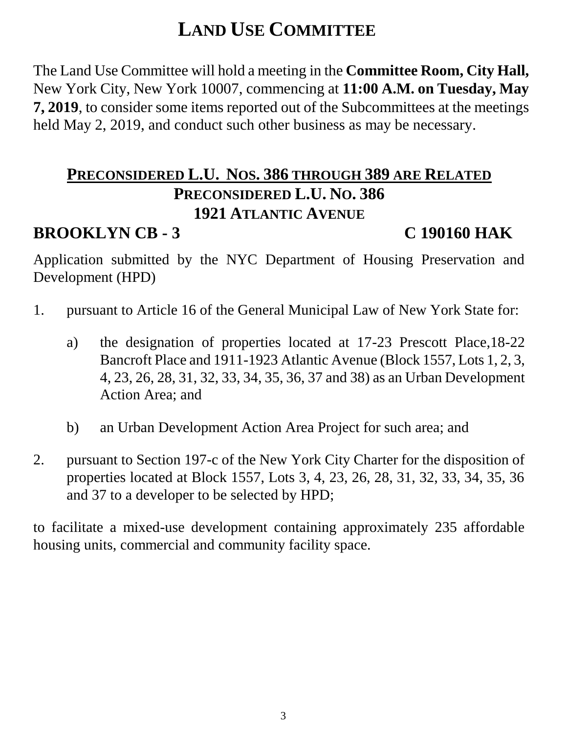# LAND USE COMMITTEE

The Land Use Committee will hold a meeting in the **Committee Room, City Hall,** New York City, New York 10007, commencing at **11:00 A.M. on Tuesday, May 7, 2019**, to consider some items reported out of the Subcommittees at the meetings held May 2, 2019, and conduct such other business as may be necessary.

## PRECONSIDERED L.U. NOS. 386 THROUGH 389 ARE RELATED

## PRECONSIDERED L.U. NO. 386

## 1921 ATLANTIC AVENUE

**BROOKLYN CB - 3** **C 190160 HAK**

Application submitted by the NYC Department of Housing Preservation and Development (HPD)

1. pursuant to Article 16 of the General Municipal Law of New York State for:

   a) the designation of properties located at 17-23 Prescott Place,18-22 Bancroft Place and 1911-1923 Atlantic Avenue (Block 1557, Lots 1, 2, 3, 4, 23, 26, 28, 31, 32, 33, 34, 35, 36, 37 and 38) as an Urban Development Action Area; and

   b) an Urban Development Action Area Project for such area; and

2. pursuant to Section 197-c of the New York City Charter for the disposition of properties located at Block 1557, Lots 3, 4, 23, 26, 28, 31, 32, 33, 34, 35, 36 and 37 to a developer to be selected by HPD;

to facilitate a mixed-use development containing approximately 235 affordable housing units, commercial and community facility space.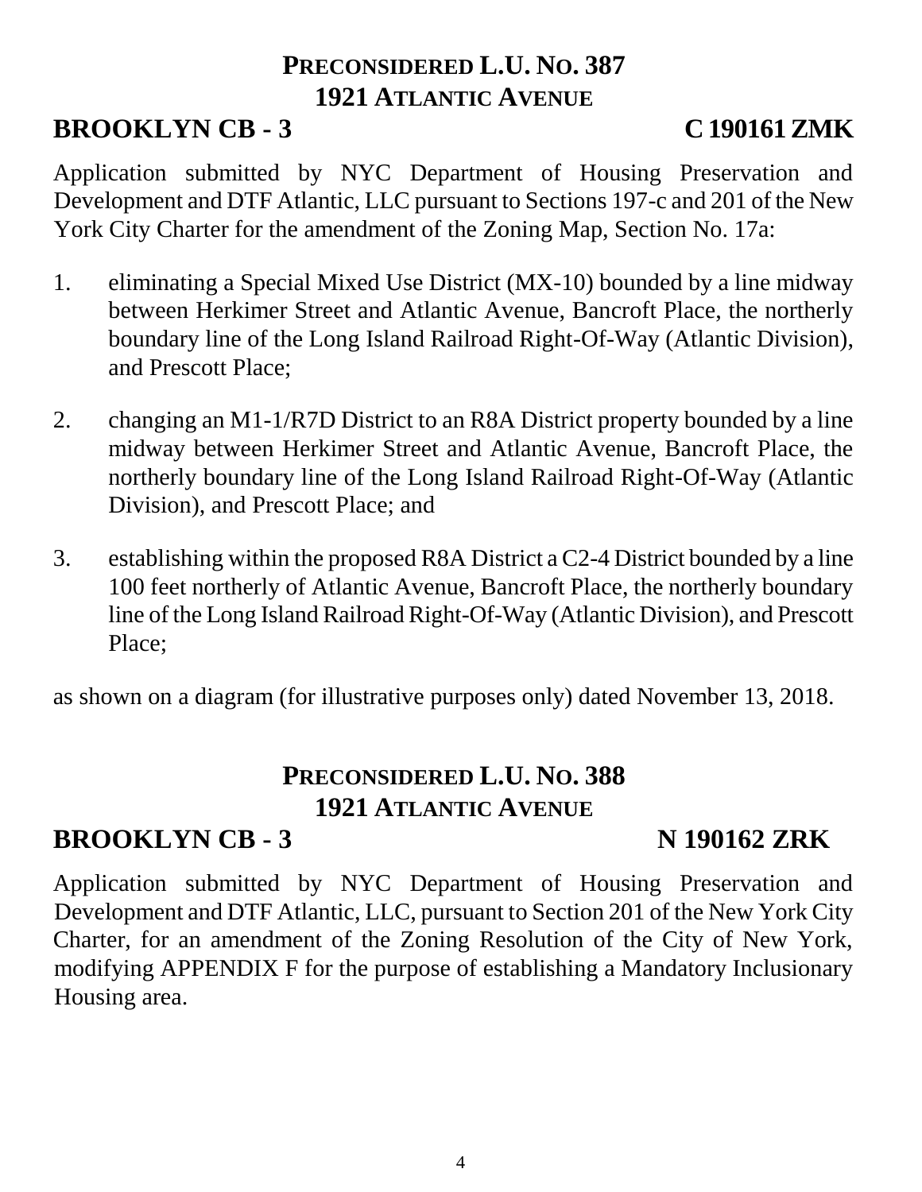## PRECONSIDERED L.U. NO. 387
## 1921 ATLANTIC AVENUE

**BROOKLYN CB - 3** **C 190161 ZMK**

Application submitted by NYC Department of Housing Preservation and Development and DTF Atlantic, LLC pursuant to Sections 197-c and 201 of the New York City Charter for the amendment of the Zoning Map, Section No. 17a:

1. eliminating a Special Mixed Use District (MX-10) bounded by a line midway between Herkimer Street and Atlantic Avenue, Bancroft Place, the northerly boundary line of the Long Island Railroad Right-Of-Way (Atlantic Division), and Prescott Place;

2. changing an M1-1/R7D District to an R8A District property bounded by a line midway between Herkimer Street and Atlantic Avenue, Bancroft Place, the northerly boundary line of the Long Island Railroad Right-Of-Way (Atlantic Division), and Prescott Place; and

3. establishing within the proposed R8A District a C2-4 District bounded by a line 100 feet northerly of Atlantic Avenue, Bancroft Place, the northerly boundary line of the Long Island Railroad Right-Of-Way (Atlantic Division), and Prescott Place;

as shown on a diagram (for illustrative purposes only) dated November 13, 2018.

## PRECONSIDERED L.U. NO. 388
## 1921 ATLANTIC AVENUE

**BROOKLYN CB - 3** **N 190162 ZRK**

Application submitted by NYC Department of Housing Preservation and Development and DTF Atlantic, LLC, pursuant to Section 201 of the New York City Charter, for an amendment of the Zoning Resolution of the City of New York, modifying APPENDIX F for the purpose of establishing a Mandatory Inclusionary Housing area.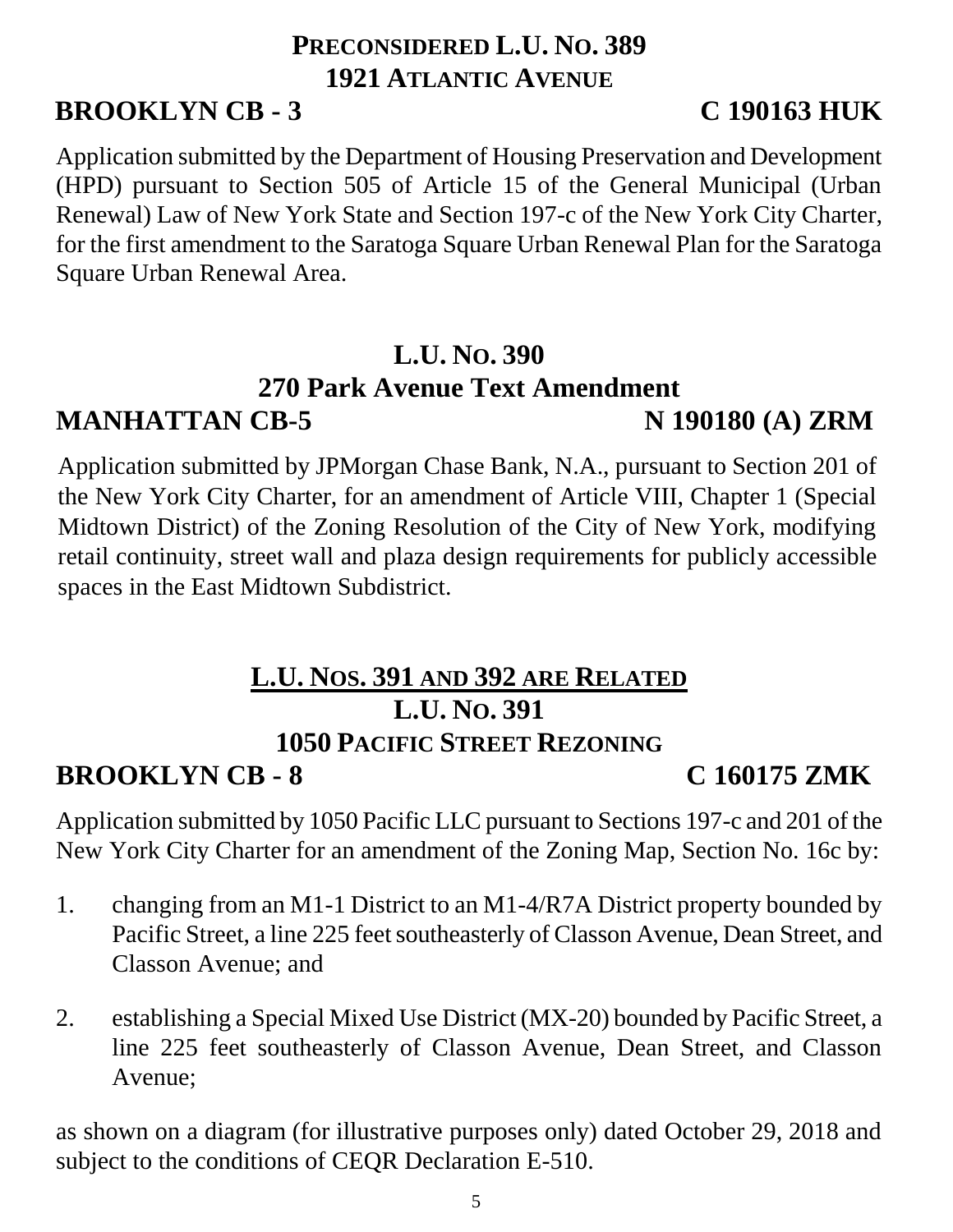## PRECONSIDERED L.U. NO. 389
## 1921 ATLANTIC AVENUE

**BROOKLYN CB - 3** **C 190163 HUK**

Application submitted by the Department of Housing Preservation and Development (HPD) pursuant to Section 505 of Article 15 of the General Municipal (Urban Renewal) Law of New York State and Section 197-c of the New York City Charter, for the first amendment to the Saratoga Square Urban Renewal Plan for the Saratoga Square Urban Renewal Area.

## L.U. NO. 390
## 270 Park Avenue Text Amendment

**MANHATTAN CB-5** **N 190180 (A) ZRM**

Application submitted by JPMorgan Chase Bank, N.A., pursuant to Section 201 of the New York City Charter, for an amendment of Article VIII, Chapter 1 (Special Midtown District) of the Zoning Resolution of the City of New York, modifying retail continuity, street wall and plaza design requirements for publicly accessible spaces in the East Midtown Subdistrict.

## L.U. NOS. 391 AND 392 ARE RELATED
## L.U. NO. 391
## 1050 PACIFIC STREET REZONING

**BROOKLYN CB - 8** **C 160175 ZMK**

Application submitted by 1050 Pacific LLC pursuant to Sections 197-c and 201 of the New York City Charter for an amendment of the Zoning Map, Section No. 16c by:

1. changing from an M1-1 District to an M1-4/R7A District property bounded by Pacific Street, a line 225 feet southeasterly of Classon Avenue, Dean Street, and Classon Avenue; and

2. establishing a Special Mixed Use District (MX-20) bounded by Pacific Street, a line 225 feet southeasterly of Classon Avenue, Dean Street, and Classon Avenue;

as shown on a diagram (for illustrative purposes only) dated October 29, 2018 and subject to the conditions of CEQR Declaration E-510.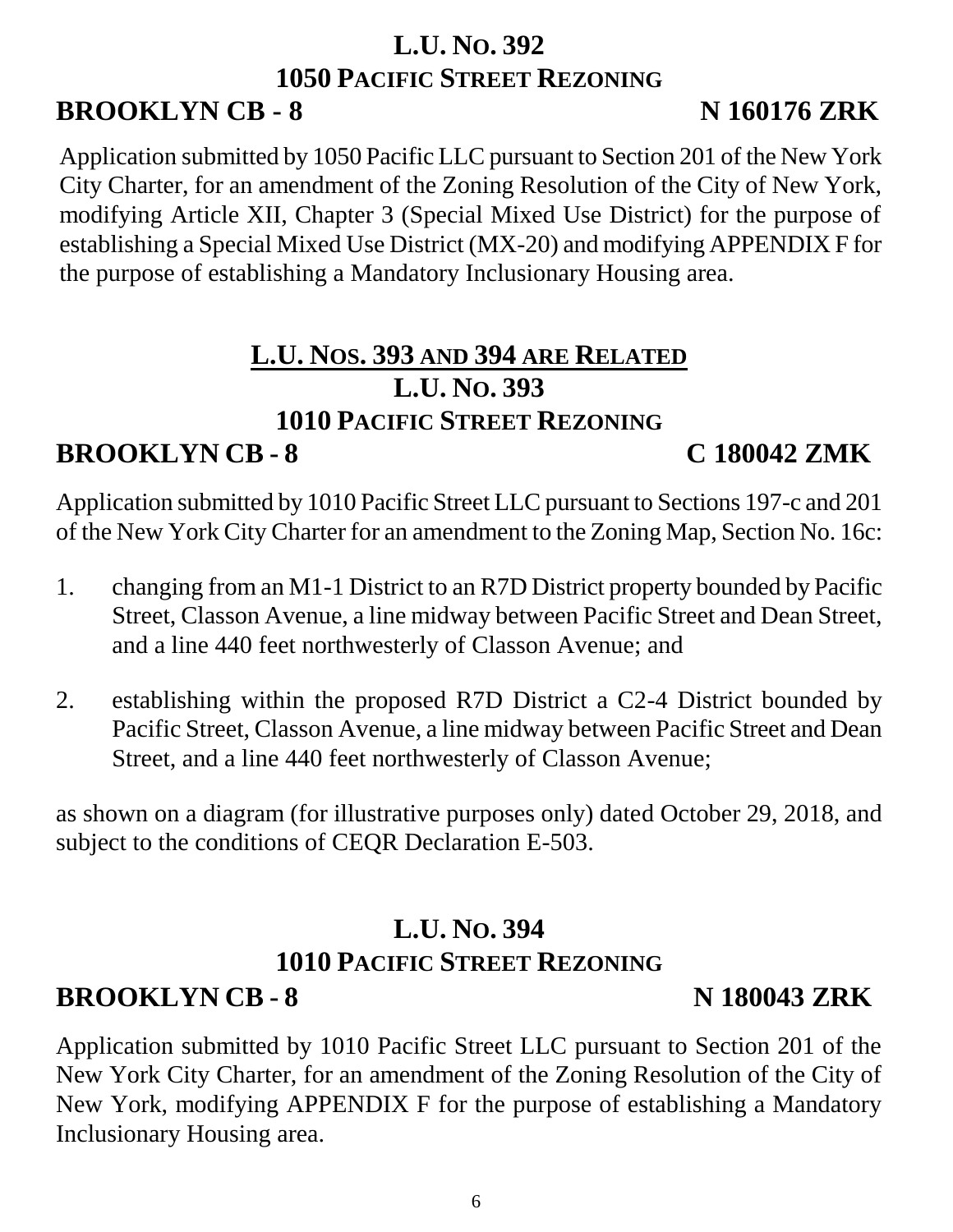## L.U. No. 392
## 1050 Pacific Street Rezoning

**BROOKLYN CB - 8** **N 160176 ZRK**

Application submitted by 1050 Pacific LLC pursuant to Section 201 of the New York City Charter, for an amendment of the Zoning Resolution of the City of New York, modifying Article XII, Chapter 3 (Special Mixed Use District) for the purpose of establishing a Special Mixed Use District (MX-20) and modifying APPENDIX F for the purpose of establishing a Mandatory Inclusionary Housing area.

## L.U. Nos. 393 and 394 are Related
## L.U. No. 393
## 1010 Pacific Street Rezoning

**BROOKLYN CB - 8** **C 180042 ZMK**

Application submitted by 1010 Pacific Street LLC pursuant to Sections 197-c and 201 of the New York City Charter for an amendment to the Zoning Map, Section No. 16c:

1. changing from an M1-1 District to an R7D District property bounded by Pacific Street, Classon Avenue, a line midway between Pacific Street and Dean Street, and a line 440 feet northwesterly of Classon Avenue; and

2. establishing within the proposed R7D District a C2-4 District bounded by Pacific Street, Classon Avenue, a line midway between Pacific Street and Dean Street, and a line 440 feet northwesterly of Classon Avenue;

as shown on a diagram (for illustrative purposes only) dated October 29, 2018, and subject to the conditions of CEQR Declaration E-503.

## L.U. No. 394
## 1010 Pacific Street Rezoning

**BROOKLYN CB - 8** **N 180043 ZRK**

Application submitted by 1010 Pacific Street LLC pursuant to Section 201 of the New York City Charter, for an amendment of the Zoning Resolution of the City of New York, modifying APPENDIX F for the purpose of establishing a Mandatory Inclusionary Housing area.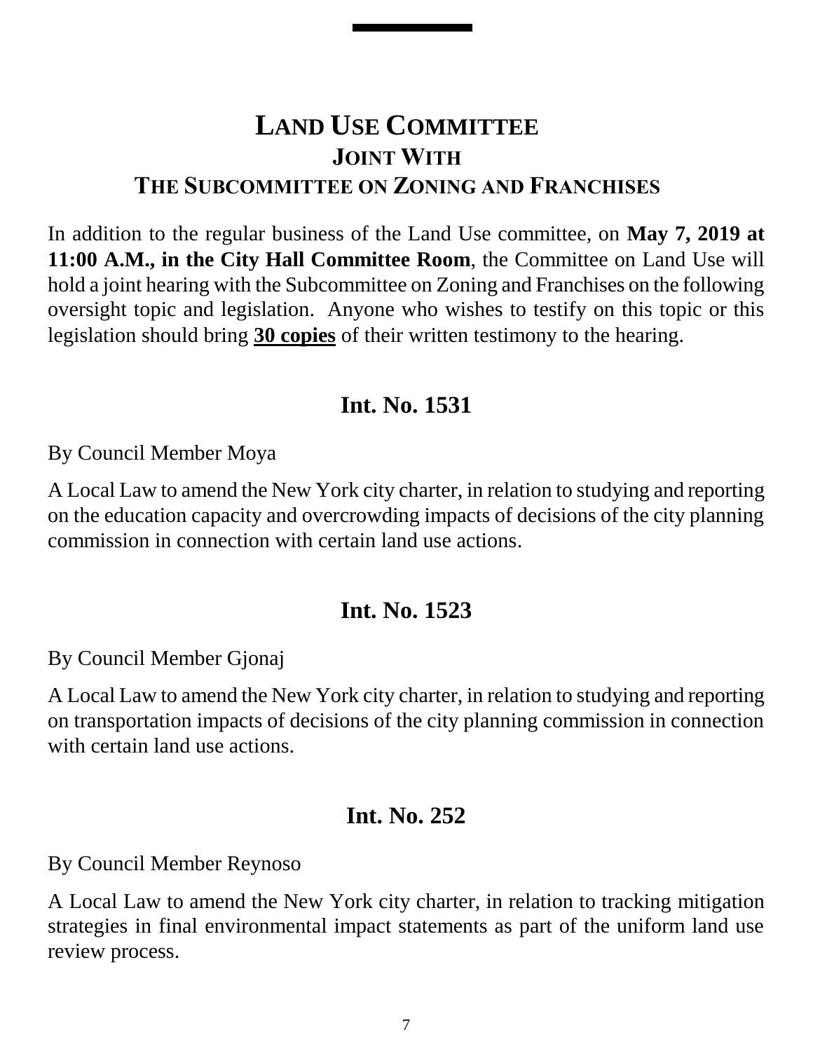# LAND USE COMMITTEE
## JOINT WITH
## THE SUBCOMMITTEE ON ZONING AND FRANCHISES

In addition to the regular business of the Land Use committee, on **May 7, 2019 at 11:00 A.M., in the City Hall Committee Room**, the Committee on Land Use will hold a joint hearing with the Subcommittee on Zoning and Franchises on the following oversight topic and legislation. Anyone who wishes to testify on this topic or this legislation should bring **30 copies** of their written testimony to the hearing.

## Int. No. 1531

By Council Member Moya

A Local Law to amend the New York city charter, in relation to studying and reporting on the education capacity and overcrowding impacts of decisions of the city planning commission in connection with certain land use actions.

## Int. No. 1523

By Council Member Gjonaj

A Local Law to amend the New York city charter, in relation to studying and reporting on transportation impacts of decisions of the city planning commission in connection with certain land use actions.

## Int. No. 252

By Council Member Reynoso

A Local Law to amend the New York city charter, in relation to tracking mitigation strategies in final environmental impact statements as part of the uniform land use review process.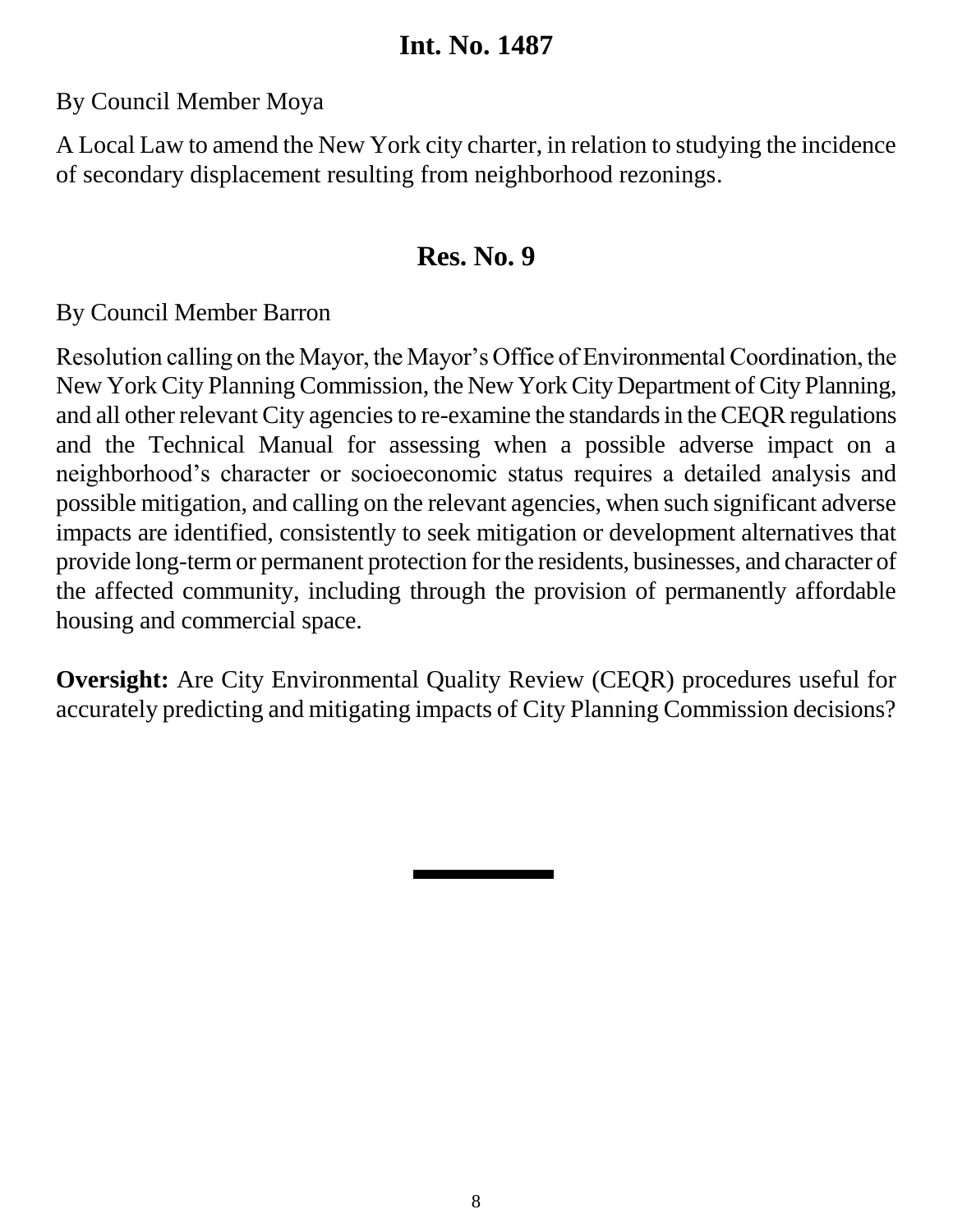## Int. No. 1487

By Council Member Moya

A Local Law to amend the New York city charter, in relation to studying the incidence of secondary displacement resulting from neighborhood rezonings.

## Res. No. 9

By Council Member Barron

Resolution calling on the Mayor, the Mayor's Office of Environmental Coordination, the New York City Planning Commission, the New York City Department of City Planning, and all other relevant City agencies to re-examine the standards in the CEQR regulations and the Technical Manual for assessing when a possible adverse impact on a neighborhood's character or socioeconomic status requires a detailed analysis and possible mitigation, and calling on the relevant agencies, when such significant adverse impacts are identified, consistently to seek mitigation or development alternatives that provide long-term or permanent protection for the residents, businesses, and character of the affected community, including through the provision of permanently affordable housing and commercial space.

**Oversight:** Are City Environmental Quality Review (CEQR) procedures useful for accurately predicting and mitigating impacts of City Planning Commission decisions?